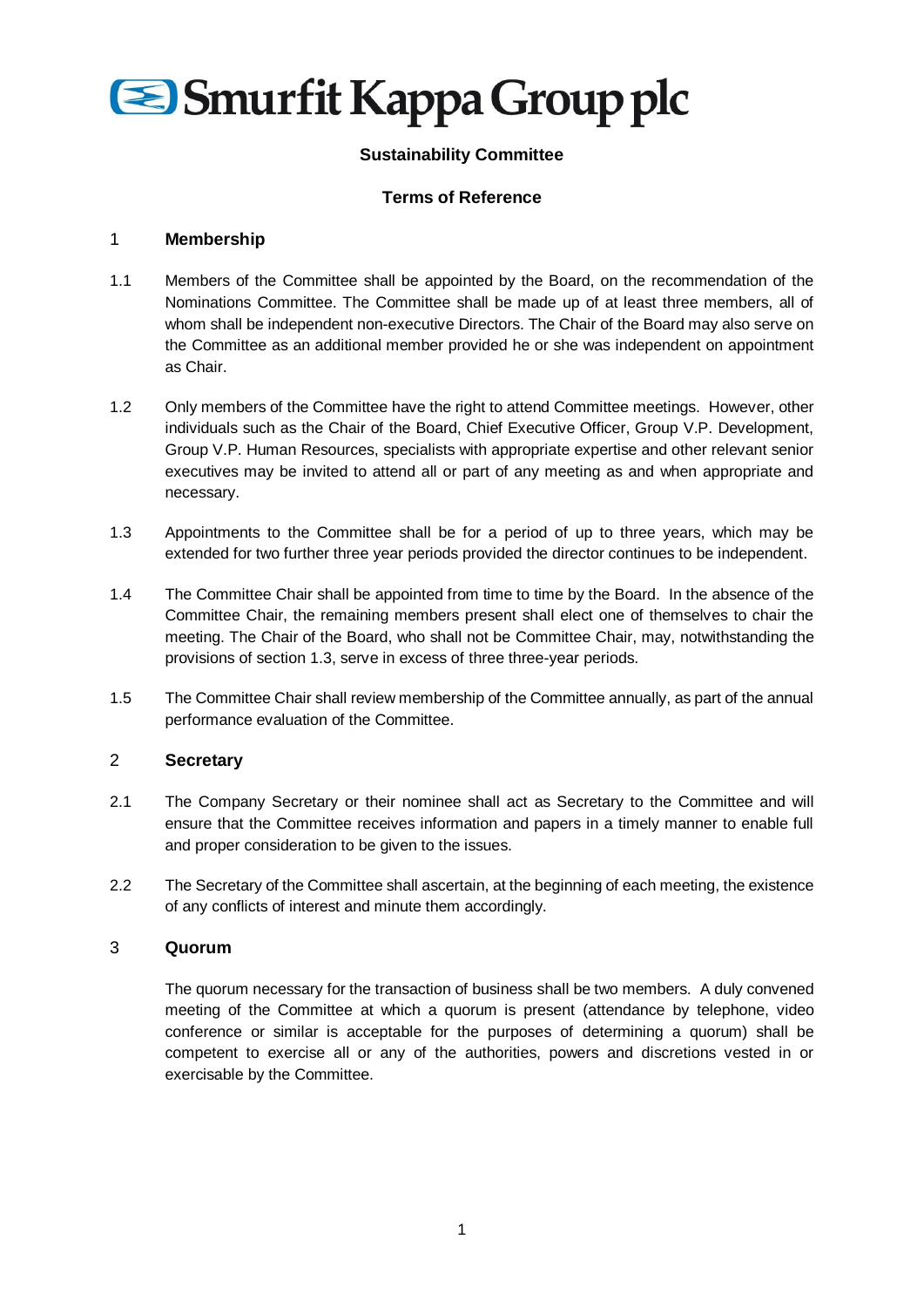# Smurfit Kappa Group plc

**Sustainability Committee**

**Terms of Reference**

## 1 Membership

1.1 Members of the Committee shall be appointed by the Board, on the recommendation of the Nominations Committee. The Committee shall be made up of at least three members, all of whom shall be independent non-executive Directors. The Chair of the Board may also serve on the Committee as an additional member provided he or she was independent on appointment as Chair.

1.2 Only members of the Committee have the right to attend Committee meetings. However, other individuals such as the Chair of the Board, Chief Executive Officer, Group V.P. Development, Group V.P. Human Resources, specialists with appropriate expertise and other relevant senior executives may be invited to attend all or part of any meeting as and when appropriate and necessary.

1.3 Appointments to the Committee shall be for a period of up to three years, which may be extended for two further three year periods provided the director continues to be independent.

1.4 The Committee Chair shall be appointed from time to time by the Board. In the absence of the Committee Chair, the remaining members present shall elect one of themselves to chair the meeting. The Chair of the Board, who shall not be Committee Chair, may, notwithstanding the provisions of section 1.3, serve in excess of three three-year periods.

1.5 The Committee Chair shall review membership of the Committee annually, as part of the annual performance evaluation of the Committee.

## 2 Secretary

2.1 The Company Secretary or their nominee shall act as Secretary to the Committee and will ensure that the Committee receives information and papers in a timely manner to enable full and proper consideration to be given to the issues.

2.2 The Secretary of the Committee shall ascertain, at the beginning of each meeting, the existence of any conflicts of interest and minute them accordingly.

## 3 Quorum

The quorum necessary for the transaction of business shall be two members. A duly convened meeting of the Committee at which a quorum is present (attendance by telephone, video conference or similar is acceptable for the purposes of determining a quorum) shall be competent to exercise all or any of the authorities, powers and discretions vested in or exercisable by the Committee.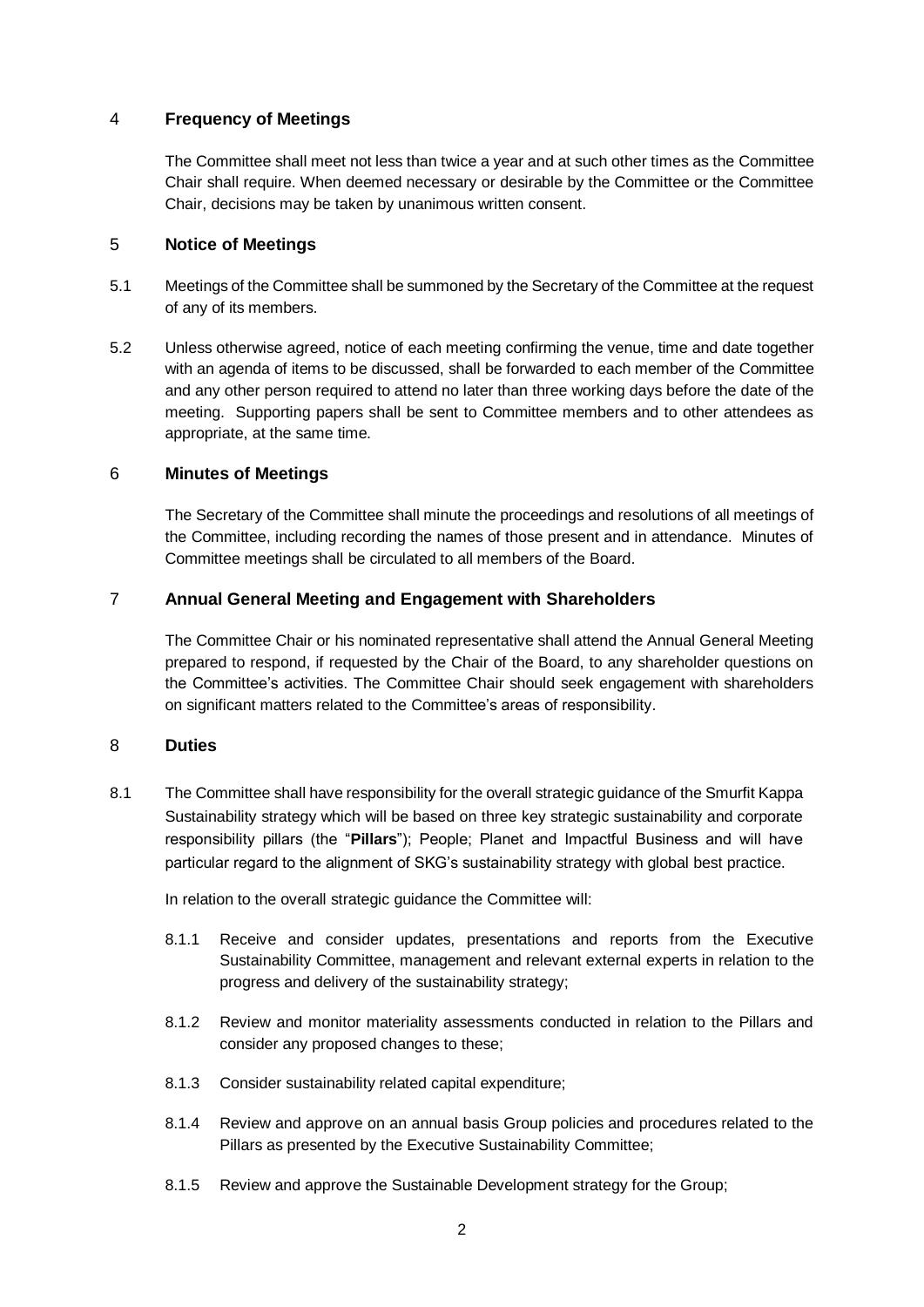## 4 Frequency of Meetings

The Committee shall meet not less than twice a year and at such other times as the Committee Chair shall require. When deemed necessary or desirable by the Committee or the Committee Chair, decisions may be taken by unanimous written consent.

## 5 Notice of Meetings

5.1 Meetings of the Committee shall be summoned by the Secretary of the Committee at the request of any of its members.

5.2 Unless otherwise agreed, notice of each meeting confirming the venue, time and date together with an agenda of items to be discussed, shall be forwarded to each member of the Committee and any other person required to attend no later than three working days before the date of the meeting. Supporting papers shall be sent to Committee members and to other attendees as appropriate, at the same time.

## 6 Minutes of Meetings

The Secretary of the Committee shall minute the proceedings and resolutions of all meetings of the Committee, including recording the names of those present and in attendance. Minutes of Committee meetings shall be circulated to all members of the Board.

## 7 Annual General Meeting and Engagement with Shareholders

The Committee Chair or his nominated representative shall attend the Annual General Meeting prepared to respond, if requested by the Chair of the Board, to any shareholder questions on the Committee's activities. The Committee Chair should seek engagement with shareholders on significant matters related to the Committee's areas of responsibility.

## 8 Duties

8.1 The Committee shall have responsibility for the overall strategic guidance of the Smurfit Kappa Sustainability strategy which will be based on three key strategic sustainability and corporate responsibility pillars (the "**Pillars**"); People; Planet and Impactful Business and will have particular regard to the alignment of SKG's sustainability strategy with global best practice.

In relation to the overall strategic guidance the Committee will:

8.1.1 Receive and consider updates, presentations and reports from the Executive Sustainability Committee, management and relevant external experts in relation to the progress and delivery of the sustainability strategy;

8.1.2 Review and monitor materiality assessments conducted in relation to the Pillars and consider any proposed changes to these;

8.1.3 Consider sustainability related capital expenditure;

8.1.4 Review and approve on an annual basis Group policies and procedures related to the Pillars as presented by the Executive Sustainability Committee;

8.1.5 Review and approve the Sustainable Development strategy for the Group;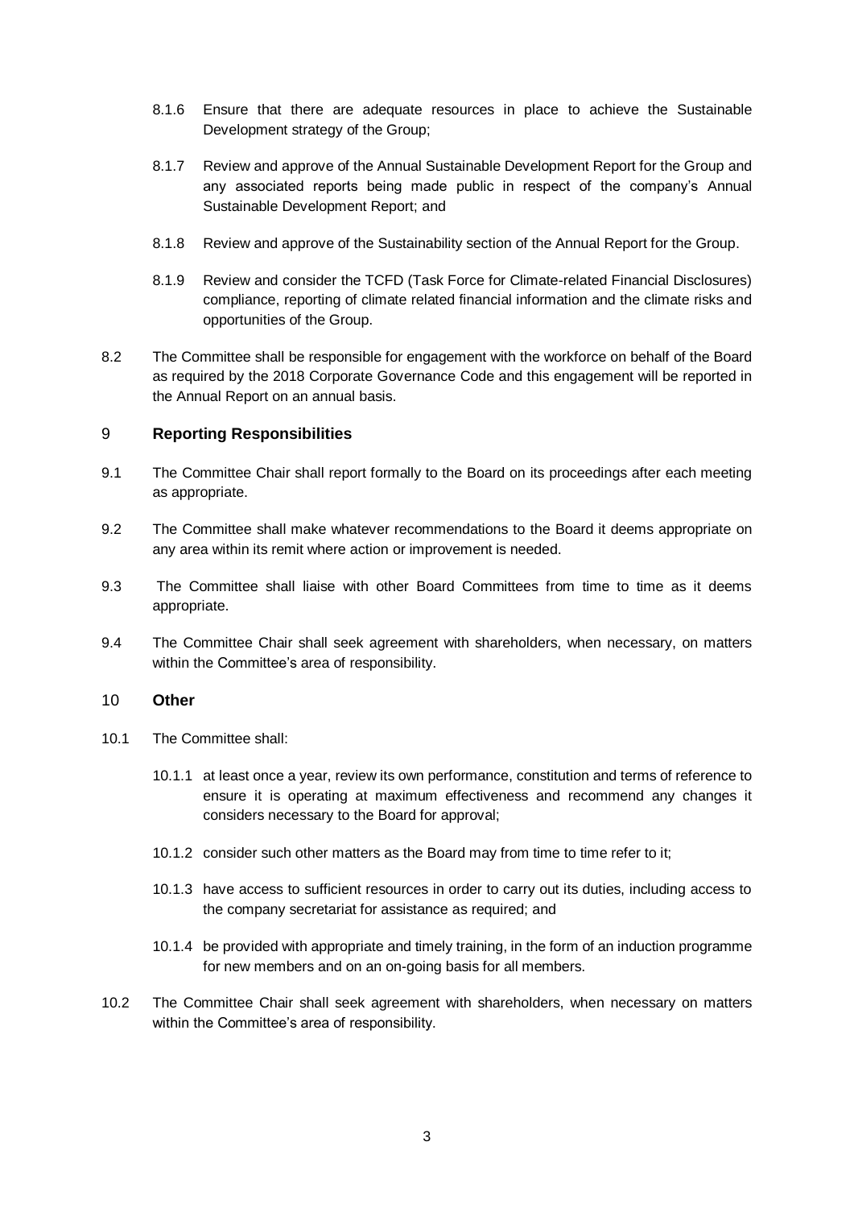8.1.6 Ensure that there are adequate resources in place to achieve the Sustainable Development strategy of the Group;

8.1.7 Review and approve of the Annual Sustainable Development Report for the Group and any associated reports being made public in respect of the company's Annual Sustainable Development Report; and

8.1.8 Review and approve of the Sustainability section of the Annual Report for the Group.

8.1.9 Review and consider the TCFD (Task Force for Climate-related Financial Disclosures) compliance, reporting of climate related financial information and the climate risks and opportunities of the Group.

8.2 The Committee shall be responsible for engagement with the workforce on behalf of the Board as required by the 2018 Corporate Governance Code and this engagement will be reported in the Annual Report on an annual basis.

## 9 Reporting Responsibilities

9.1 The Committee Chair shall report formally to the Board on its proceedings after each meeting as appropriate.

9.2 The Committee shall make whatever recommendations to the Board it deems appropriate on any area within its remit where action or improvement is needed.

9.3 The Committee shall liaise with other Board Committees from time to time as it deems appropriate.

9.4 The Committee Chair shall seek agreement with shareholders, when necessary, on matters within the Committee's area of responsibility.

## 10 Other

10.1 The Committee shall:

10.1.1 at least once a year, review its own performance, constitution and terms of reference to ensure it is operating at maximum effectiveness and recommend any changes it considers necessary to the Board for approval;

10.1.2 consider such other matters as the Board may from time to time refer to it;

10.1.3 have access to sufficient resources in order to carry out its duties, including access to the company secretariat for assistance as required; and

10.1.4 be provided with appropriate and timely training, in the form of an induction programme for new members and on an on-going basis for all members.

10.2 The Committee Chair shall seek agreement with shareholders, when necessary on matters within the Committee's area of responsibility.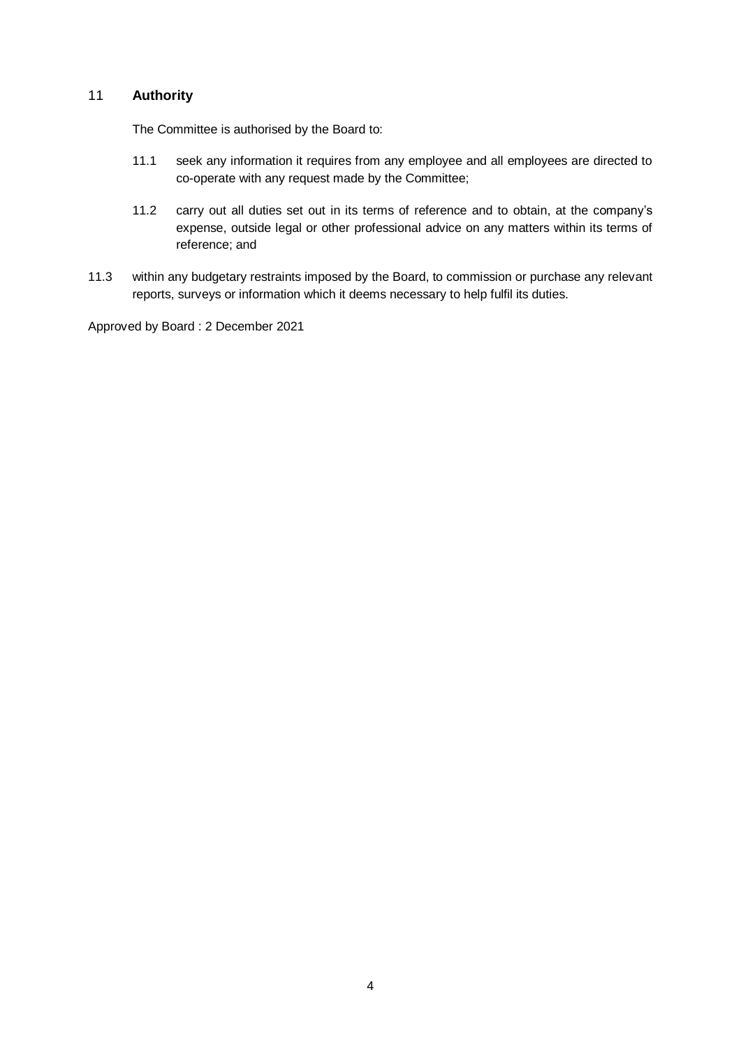## 11 Authority

The Committee is authorised by the Board to:

11.1 seek any information it requires from any employee and all employees are directed to co-operate with any request made by the Committee;

11.2 carry out all duties set out in its terms of reference and to obtain, at the company's expense, outside legal or other professional advice on any matters within its terms of reference; and

11.3 within any budgetary restraints imposed by the Board, to commission or purchase any relevant reports, surveys or information which it deems necessary to help fulfil its duties.

Approved by Board : 2 December 2021